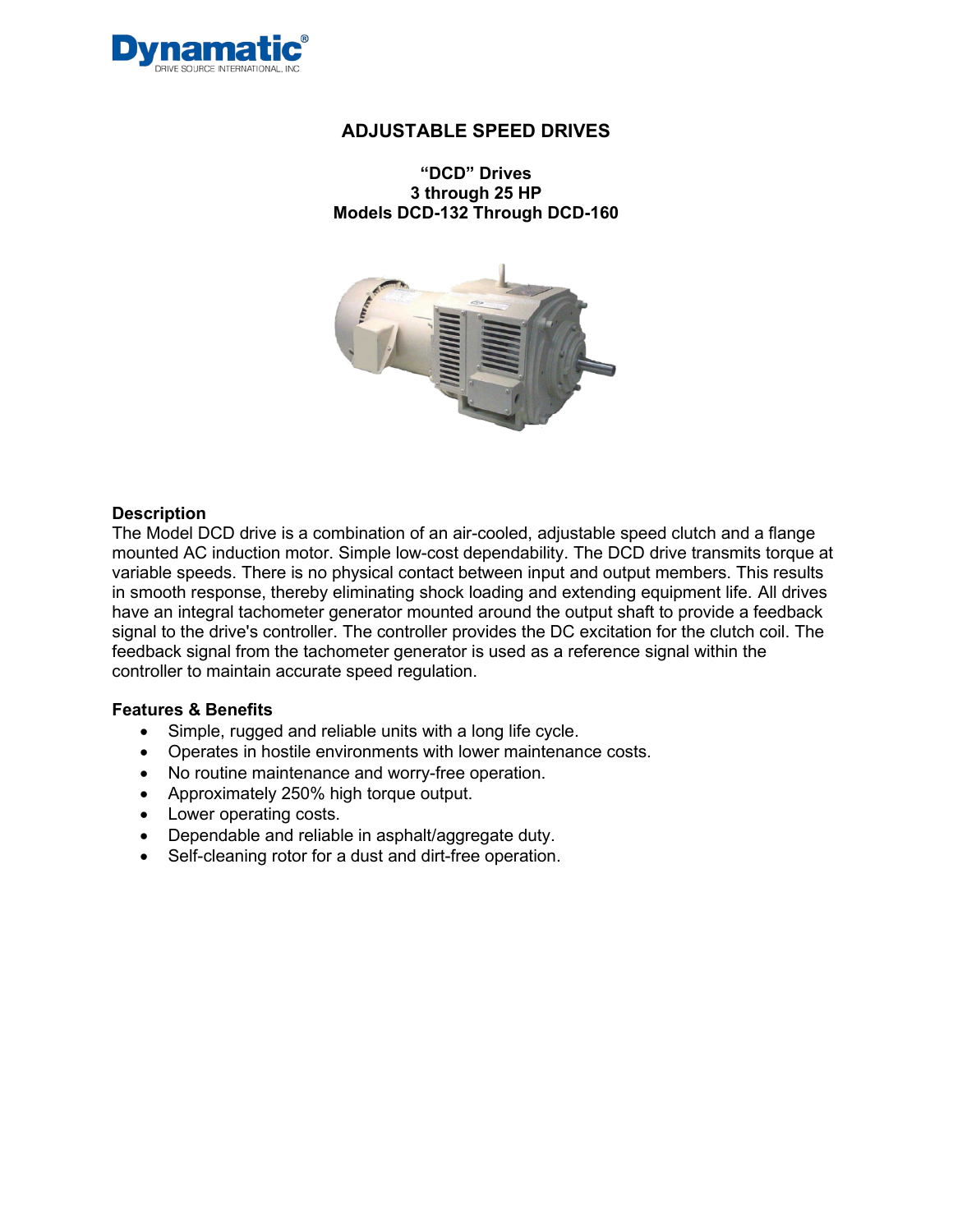Dynamatic®
DRIVE SOURCE INTERNATIONAL, INC.

# ADJUSTABLE SPEED DRIVES

## "DCD" Drives
## 3 through 25 HP
## Models DCD-132 Through DCD-160

### Description

The Model DCD drive is a combination of an air-cooled, adjustable speed clutch and a flange mounted AC induction motor. Simple low-cost dependability. The DCD drive transmits torque at variable speeds. There is no physical contact between input and output members. This results in smooth response, thereby eliminating shock loading and extending equipment life. All drives have an integral tachometer generator mounted around the output shaft to provide a feedback signal to the drive's controller. The controller provides the DC excitation for the clutch coil. The feedback signal from the tachometer generator is used as a reference signal within the controller to maintain accurate speed regulation.

### Features & Benefits

- Simple, rugged and reliable units with a long life cycle.
- Operates in hostile environments with lower maintenance costs.
- No routine maintenance and worry-free operation.
- Approximately 250% high torque output.
- Lower operating costs.
- Dependable and reliable in asphalt/aggregate duty.
- Self-cleaning rotor for a dust and dirt-free operation.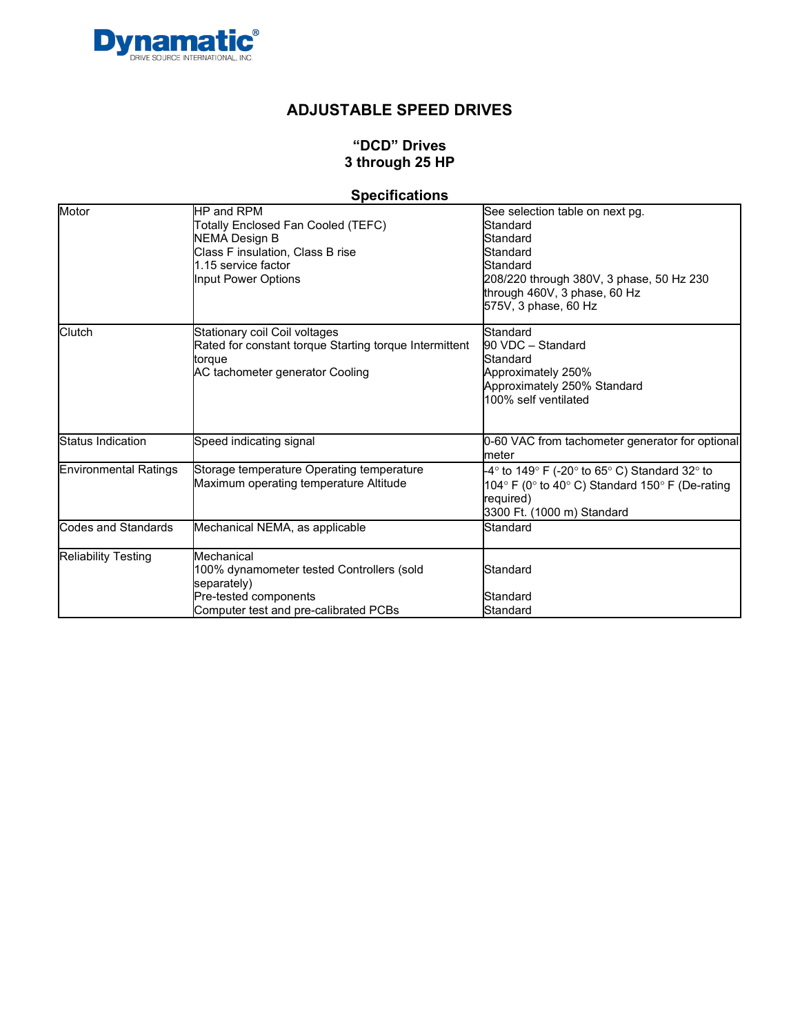Dynamatic®
DRIVE SOURCE INTERNATIONAL, INC.

# ADJUSTABLE SPEED DRIVES

## "DCD" Drives
## 3 through 25 HP

### Specifications

| | | |
|---|---|---|
| Motor | HP and RPM<br>Totally Enclosed Fan Cooled (TEFC)<br>NEMA Design B<br>Class F insulation, Class B rise<br>1.15 service factor<br>Input Power Options | See selection table on next pg.<br>Standard<br>Standard<br>Standard<br>Standard<br>208/220 through 380V, 3 phase, 50 Hz 230 through 460V, 3 phase, 60 Hz<br>575V, 3 phase, 60 Hz |
| Clutch | Stationary coil Coil voltages<br>Rated for constant torque Starting torque Intermittent torque<br>AC tachometer generator Cooling | Standard<br>90 VDC – Standard<br>Standard<br>Approximately 250%<br>Approximately 250% Standard<br>100% self ventilated |
| Status Indication | Speed indicating signal | 0-60 VAC from tachometer generator for optional meter |
| Environmental Ratings | Storage temperature Operating temperature<br>Maximum operating temperature Altitude | -4° to 149° F (-20° to 65° C) Standard 32° to 104° F (0° to 40° C) Standard 150° F (De-rating required)<br>3300 Ft. (1000 m) Standard |
| Codes and Standards | Mechanical NEMA, as applicable | Standard |
| Reliability Testing | Mechanical<br>100% dynamometer tested Controllers (sold separately)<br>Pre-tested components<br>Computer test and pre-calibrated PCBs | <br>Standard<br><br>Standard<br>Standard |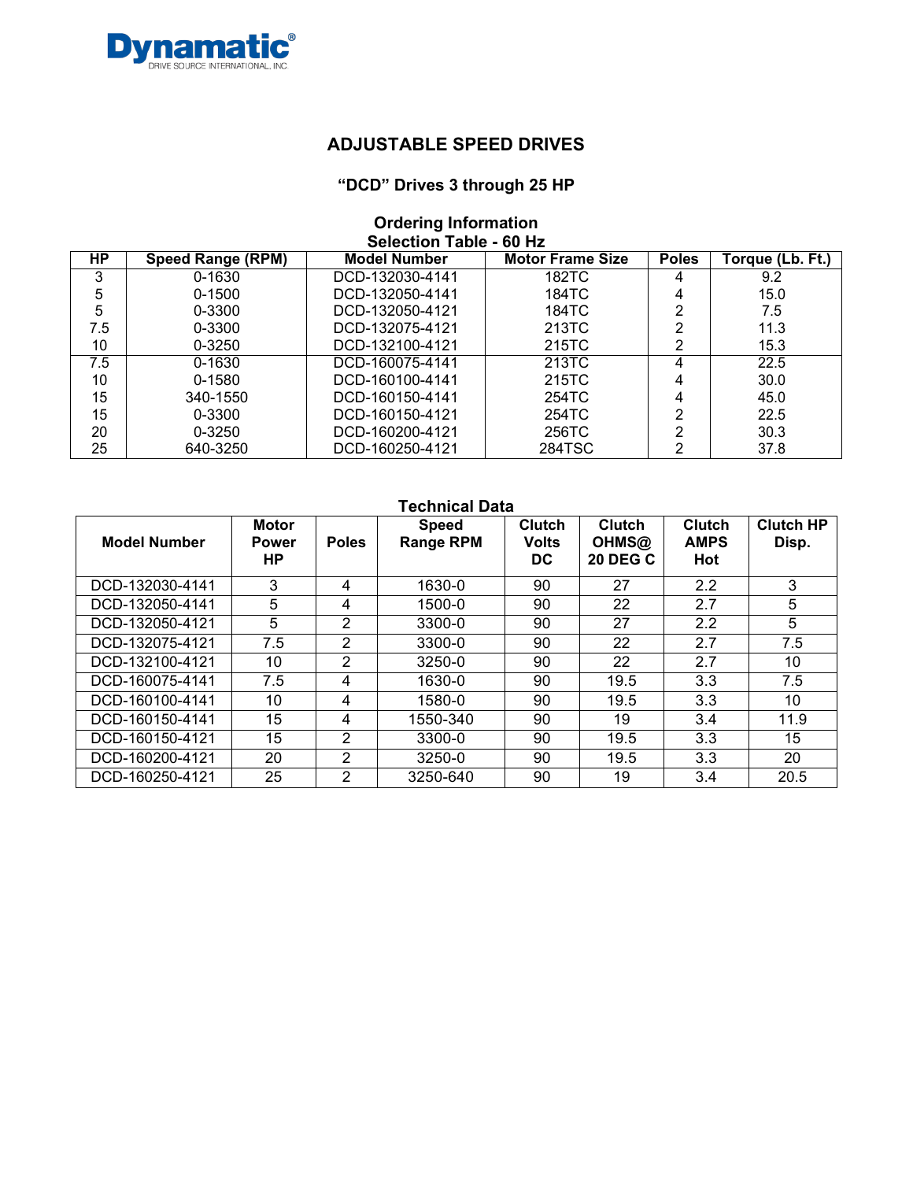**Dynamatic®**
DRIVE SOURCE INTERNATIONAL, INC.

# ADJUSTABLE SPEED DRIVES

## "DCD" Drives 3 through 25 HP

### Ordering Information
### Selection Table - 60 Hz

| HP | Speed Range (RPM) | Model Number | Motor Frame Size | Poles | Torque (Lb. Ft.) |
|---|---|---|---|---|---|
| 3 | 0-1630 | DCD-132030-4141 | 182TC | 4 | 9.2 |
| 5 | 0-1500 | DCD-132050-4141 | 184TC | 4 | 15.0 |
| 5 | 0-3300 | DCD-132050-4121 | 184TC | 2 | 7.5 |
| 7.5 | 0-3300 | DCD-132075-4121 | 213TC | 2 | 11.3 |
| 10 | 0-3250 | DCD-132100-4121 | 215TC | 2 | 15.3 |
| 7.5 | 0-1630 | DCD-160075-4141 | 213TC | 4 | 22.5 |
| 10 | 0-1580 | DCD-160100-4141 | 215TC | 4 | 30.0 |
| 15 | 340-1550 | DCD-160150-4141 | 254TC | 4 | 45.0 |
| 15 | 0-3300 | DCD-160150-4121 | 254TC | 2 | 22.5 |
| 20 | 0-3250 | DCD-160200-4121 | 256TC | 2 | 30.3 |
| 25 | 640-3250 | DCD-160250-4121 | 284TSC | 2 | 37.8 |

### Technical Data

| Model Number | Motor Power HP | Poles | Speed Range RPM | Clutch Volts DC | Clutch OHMS@ 20 DEG C | Clutch AMPS Hot | Clutch HP Disp. |
|---|---|---|---|---|---|---|---|
| DCD-132030-4141 | 3 | 4 | 1630-0 | 90 | 27 | 2.2 | 3 |
| DCD-132050-4141 | 5 | 4 | 1500-0 | 90 | 22 | 2.7 | 5 |
| DCD-132050-4121 | 5 | 2 | 3300-0 | 90 | 27 | 2.2 | 5 |
| DCD-132075-4121 | 7.5 | 2 | 3300-0 | 90 | 22 | 2.7 | 7.5 |
| DCD-132100-4121 | 10 | 2 | 3250-0 | 90 | 22 | 2.7 | 10 |
| DCD-160075-4141 | 7.5 | 4 | 1630-0 | 90 | 19.5 | 3.3 | 7.5 |
| DCD-160100-4141 | 10 | 4 | 1580-0 | 90 | 19.5 | 3.3 | 10 |
| DCD-160150-4141 | 15 | 4 | 1550-340 | 90 | 19 | 3.4 | 11.9 |
| DCD-160150-4121 | 15 | 2 | 3300-0 | 90 | 19.5 | 3.3 | 15 |
| DCD-160200-4121 | 20 | 2 | 3250-0 | 90 | 19.5 | 3.3 | 20 |
| DCD-160250-4121 | 25 | 2 | 3250-640 | 90 | 19 | 3.4 | 20.5 |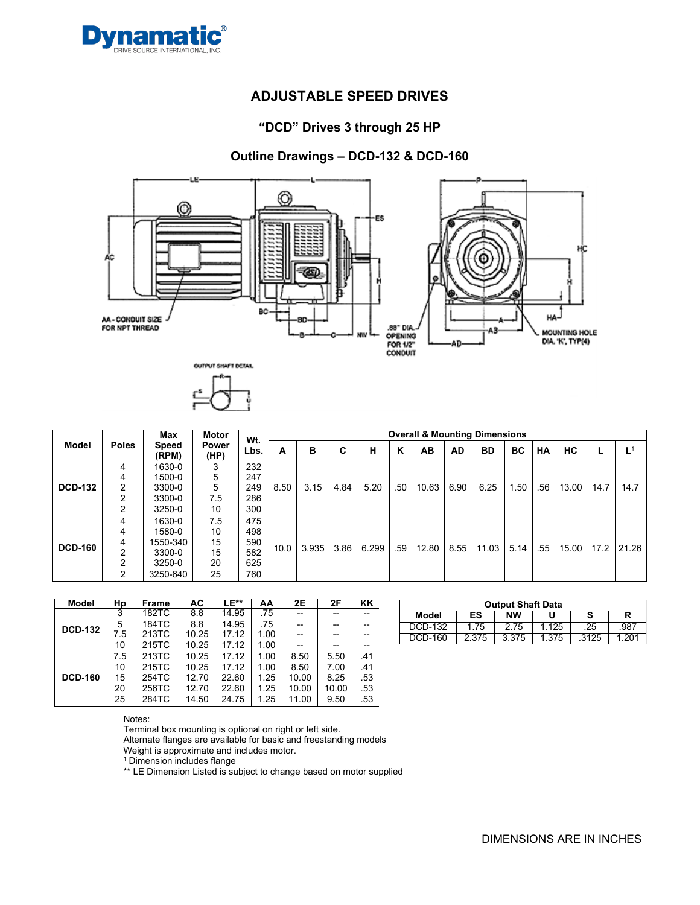# ADJUSTABLE SPEED DRIVES

## "DCD" Drives 3 through 25 HP

## Outline Drawings – DCD-132 & DCD-160

| Model | Poles | Max Speed (RPM) | Motor Power (HP) | Wt. Lbs. | Overall & Mounting Dimensions | | | | | | | | | | | | |
|---|---|---|---|---|---|---|---|---|---|---|---|---|---|---|---|---|---|
| | | | | | A | B | C | H | K | AB | AD | BD | BC | HA | HC | L | L[1] |
| DCD-132 | 4 | 1630-0 | 3 | 232 | 8.50 | 3.15 | 4.84 | 5.20 | .50 | 10.63 | 6.90 | 6.25 | 1.50 | .56 | 13.00 | 14.7 | 14.7 |
| | 4 | 1500-0 | 5 | 247 | | | | | | | | | | | | | |
| | 2 | 3300-0 | 5 | 249 | | | | | | | | | | | | | |
| | 2 | 3300-0 | 7.5 | 286 | | | | | | | | | | | | | |
| | 2 | 3250-0 | 10 | 300 | | | | | | | | | | | | | |
| DCD-160 | 4 | 1630-0 | 7.5 | 475 | 10.0 | 3.935 | 3.86 | 6.299 | .59 | 12.80 | 8.55 | 11.03 | 5.14 | .55 | 15.00 | 17.2 | 21.26 |
| | 4 | 1580-0 | 10 | 498 | | | | | | | | | | | | | |
| | 4 | 1550-340 | 15 | 590 | | | | | | | | | | | | | |
| | 2 | 3300-0 | 15 | 582 | | | | | | | | | | | | | |
| | 2 | 3250-0 | 20 | 625 | | | | | | | | | | | | | |
| | 2 | 3250-640 | 25 | 760 | | | | | | | | | | | | | |

| Model | Hp | Frame | AC | LE** | AA | 2E | 2F | KK |
|---|---|---|---|---|---|---|---|---|
| DCD-132 | 3 | 182TC | 8.8 | 14.95 | .75 | -- | -- | -- |
| | 5 | 184TC | 8.8 | 14.95 | .75 | -- | -- | -- |
| | 7.5 | 213TC | 10.25 | 17.12 | 1.00 | -- | -- | -- |
| | 10 | 215TC | 10.25 | 17.12 | 1.00 | -- | -- | -- |
| DCD-160 | 7.5 | 213TC | 10.25 | 17.12 | 1.00 | 8.50 | 5.50 | .41 |
| | 10 | 215TC | 10.25 | 17.12 | 1.00 | 8.50 | 7.00 | .41 |
| | 15 | 254TC | 12.70 | 22.60 | 1.25 | 10.00 | 8.25 | .53 |
| | 20 | 256TC | 12.70 | 22.60 | 1.25 | 10.00 | 10.00 | .53 |
| | 25 | 284TC | 14.50 | 24.75 | 1.25 | 11.00 | 9.50 | .53 |

| Output Shaft Data | | | | | |
|---|---|---|---|---|---|
| Model | ES | NW | U | S | R |
| DCD-132 | 1.75 | 2.75 | 1.125 | .25 | .987 |
| DCD-160 | 2.375 | 3.375 | 1.375 | .3125 | 1.201 |

Notes:
Terminal box mounting is optional on right or left side.
Alternate flanges are available for basic and freestanding models
Weight is approximate and includes motor.
[1] Dimension includes flange
** LE Dimension Listed is subject to change based on motor supplied

DIMENSIONS ARE IN INCHES